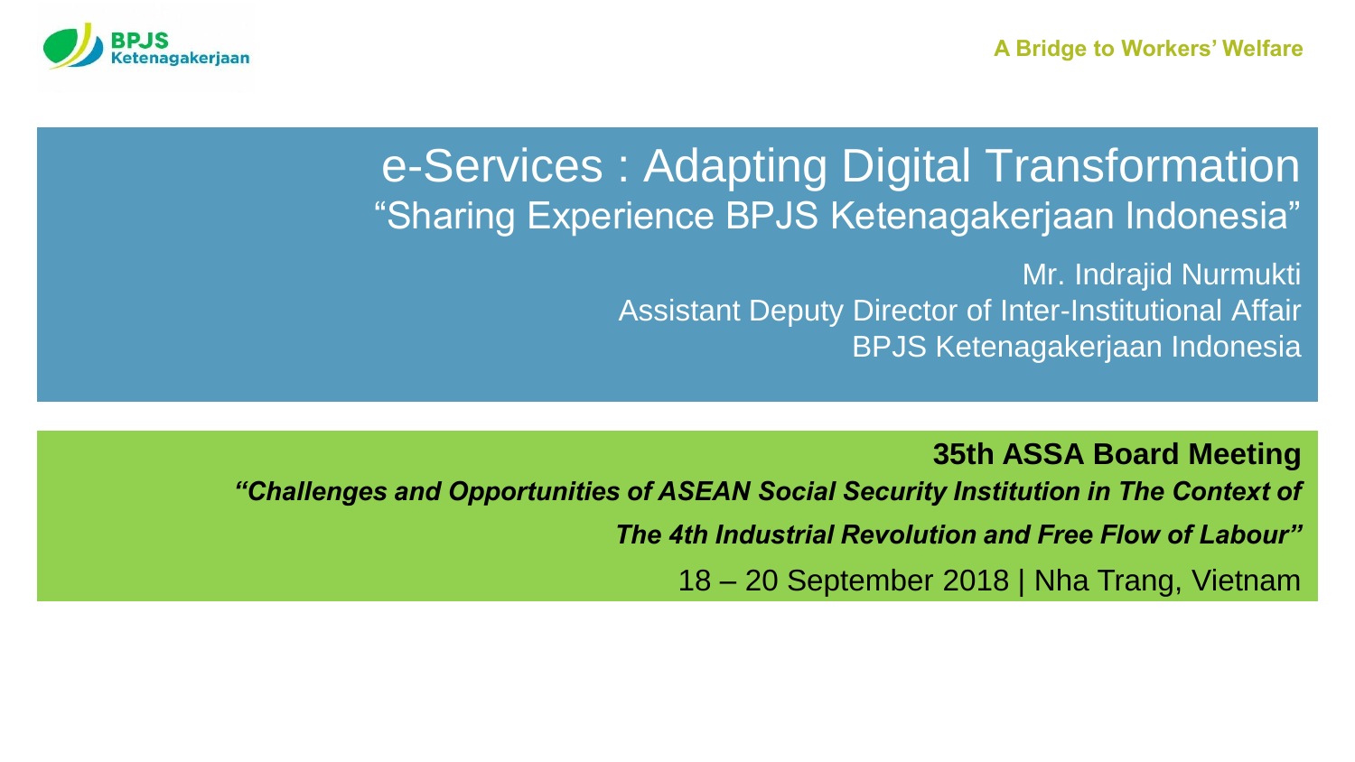BPJS Ketenagakerjaan

A Bridge to Workers' Welfare

# e-Services : Adapting Digital Transformation

## "Sharing Experience BPJS Ketenagakerjaan Indonesia"

Mr. Indrajid Nurmukti
Assistant Deputy Director of Inter-Institutional Affair
BPJS Ketenagakerjaan Indonesia

**35th ASSA Board Meeting**

***"Challenges and Opportunities of ASEAN Social Security Institution in The Context of The 4th Industrial Revolution and Free Flow of Labour"***

18 – 20 September 2018 | Nha Trang, Vietnam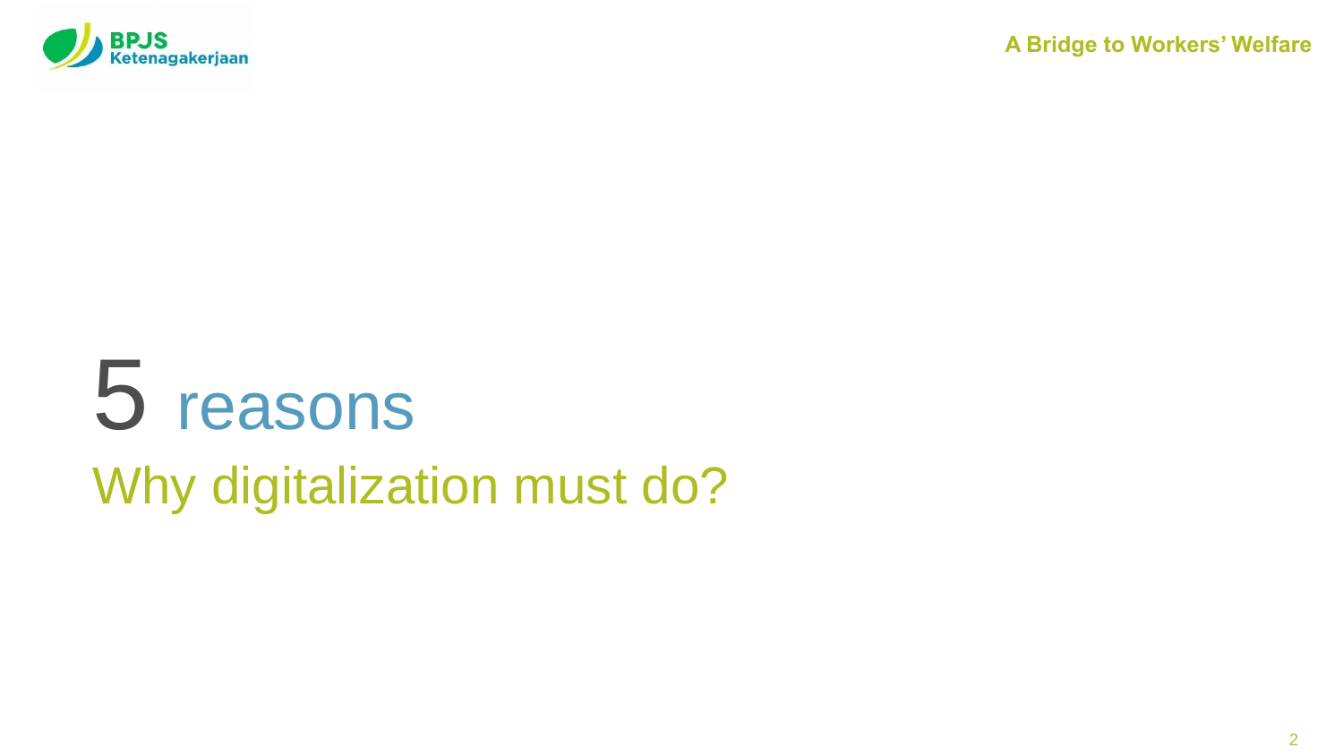# 5 reasons

## Why digitalization must do?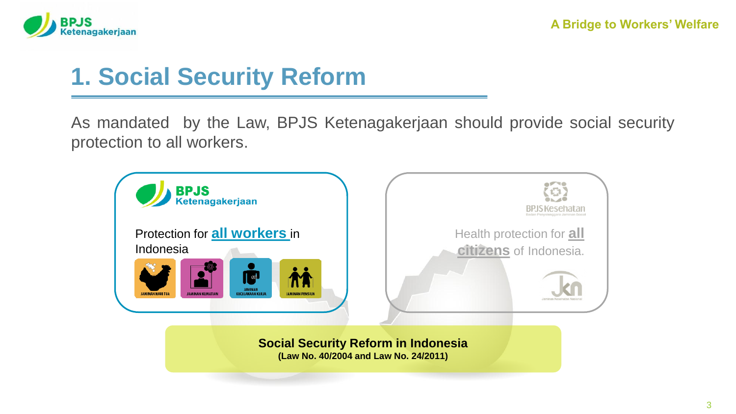# 1. Social Security Reform

As mandated by the Law, BPJS Ketenagakerjaan should provide social security protection to all workers.

**BPJS Ketenagakerjaan**

Protection for **all workers** in Indonesia

JAMINAN HARI TUA | JAMINAN KEMATIAN | JAMINAN KECELAKAAN KERJA | JAMINAN PENSIUN

**BPJS Kesehatan**

Health protection for **all citizens** of Indonesia.

**Social Security Reform in Indonesia**
**(Law No. 40/2004 and Law No. 24/2011)**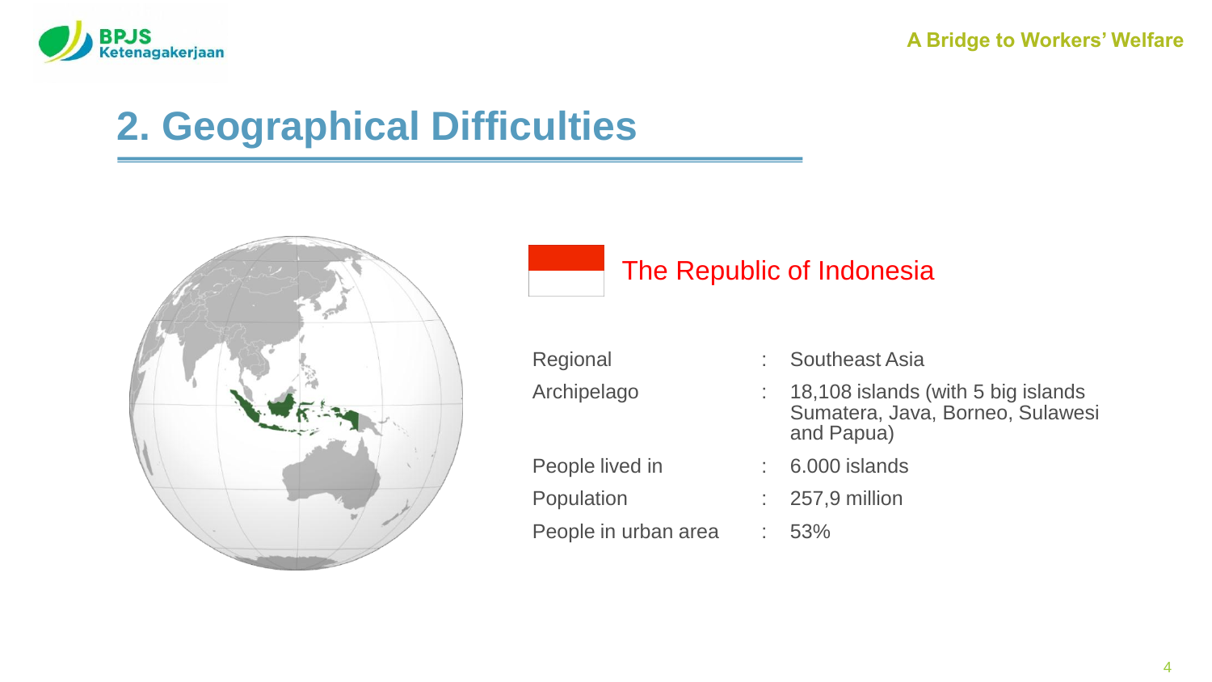# 2. Geographical Difficulties

## The Republic of Indonesia

| | | |
|---|---|---|
| Regional | : | Southeast Asia |
| Archipelago | : | 18,108 islands (with 5 big islands Sumatera, Java, Borneo, Sulawesi and Papua) |
| People lived in | : | 6.000 islands |
| Population | : | 257,9 million |
| People in urban area | : | 53% |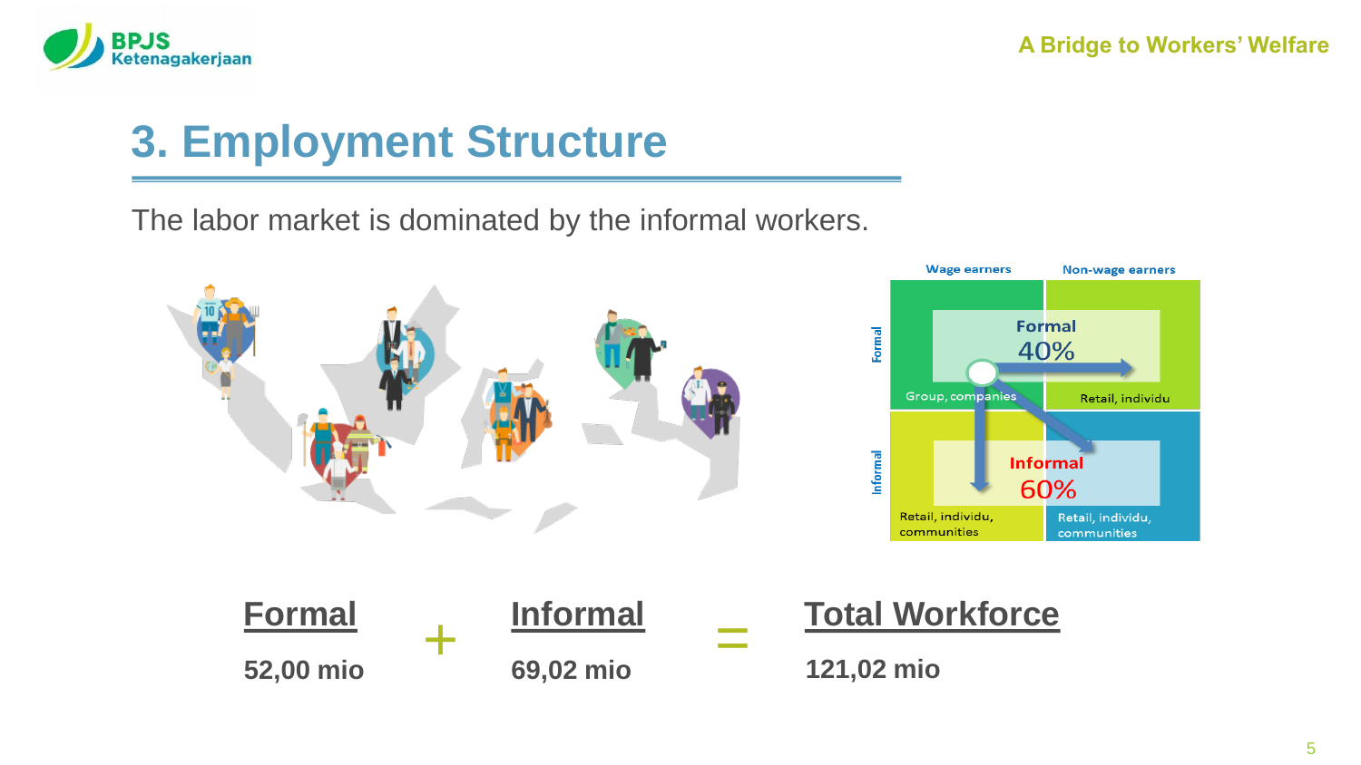# 3. Employment Structure

The labor market is dominated by the informal workers.

| | Wage earners | Non-wage earners |
|---|---|---|
| Formal | Group, companies | Retail, individu |
| Informal | Retail, individu, communities | Retail, individu, communities |

Formal 40%

Informal 60%

| Formal | + | Informal | = | Total Workforce |
|---|---|---|---|---|
| 52,00 mio | | 69,02 mio | | 121,02 mio |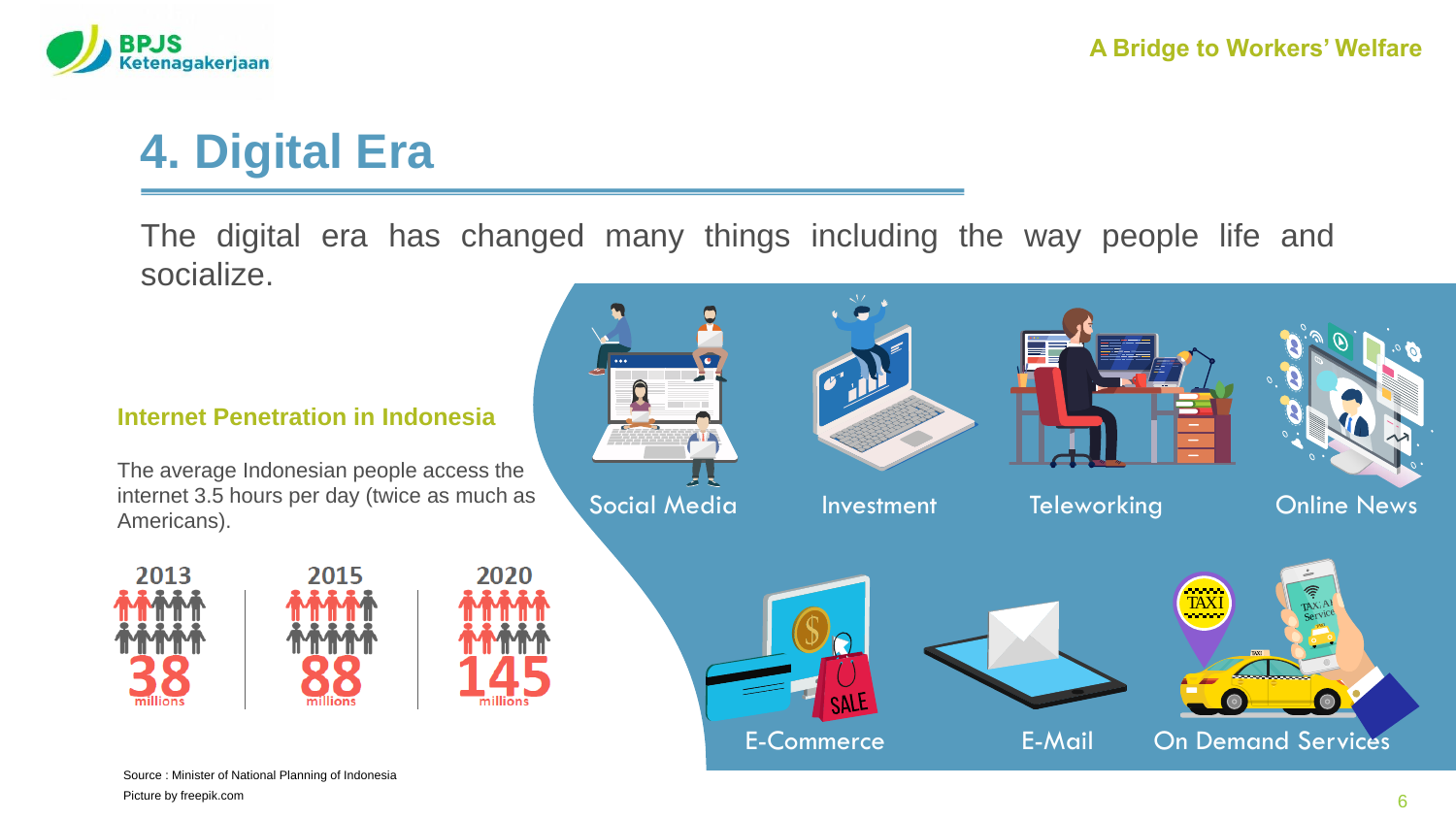# 4. Digital Era

The digital era has changed many things including the way people life and socialize.

### Internet Penetration in Indonesia

The average Indonesian people access the internet 3.5 hours per day (twice as much as Americans).

| 2013 | 2015 | 2020 |
| --- | --- | --- |
| 38 millions | 88 millions | 145 millions |

Social Media | Investment | Teleworking | Online News

E-Commerce | E-Mail | On Demand Services

Source : Minister of National Planning of Indonesia

Picture by freepik.com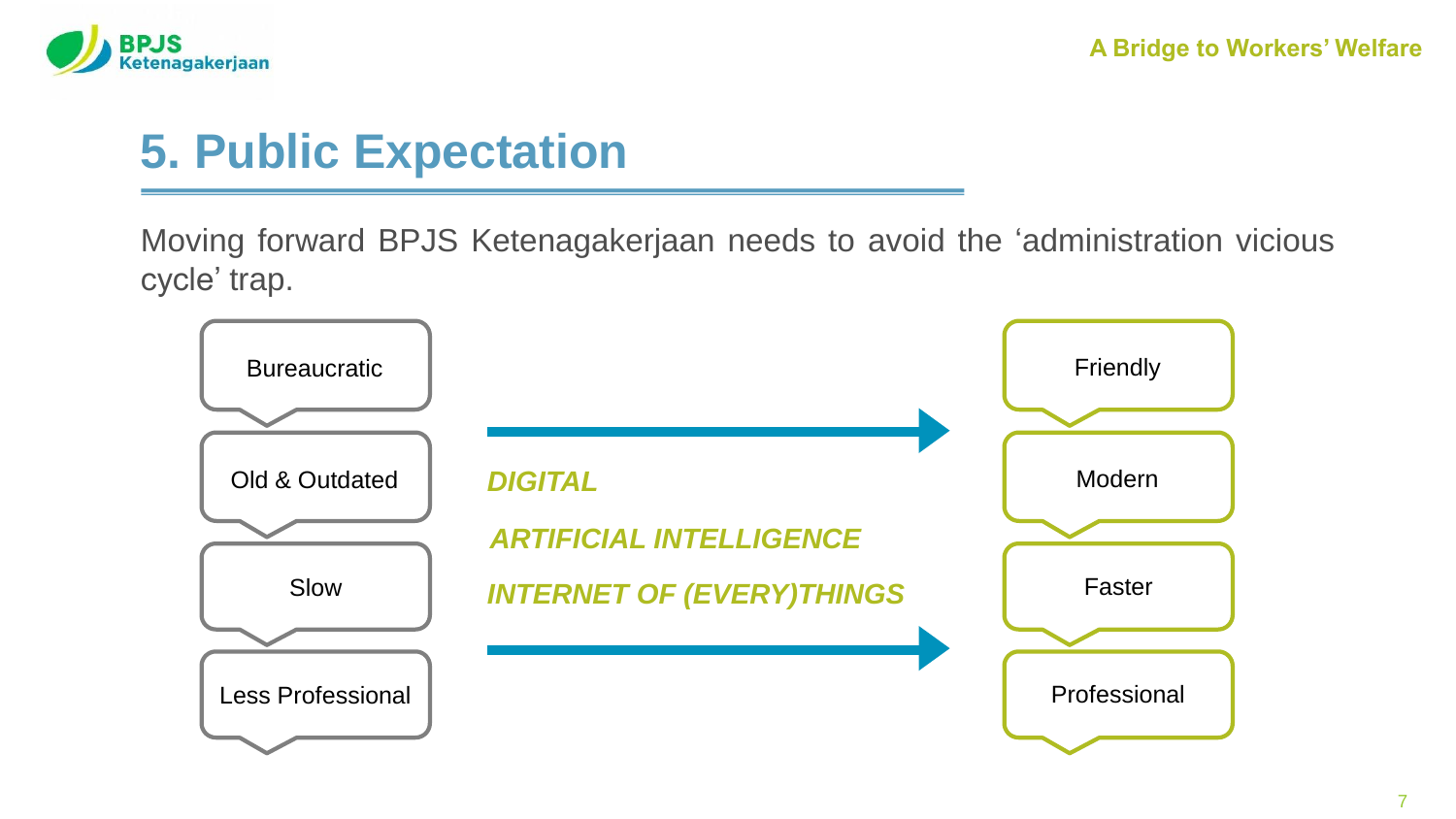# 5. Public Expectation

Moving forward BPJS Ketenagakerjaan needs to avoid the 'administration vicious cycle' trap.

| Current | Enablers | Expected |
|---|---|---|
| Bureaucratic | | Friendly |
| Old & Outdated | *DIGITAL* | Modern |
| Slow | *ARTIFICIAL INTELLIGENCE* | Faster |
| Less Professional | *INTERNET OF (EVERY)THINGS* | Professional |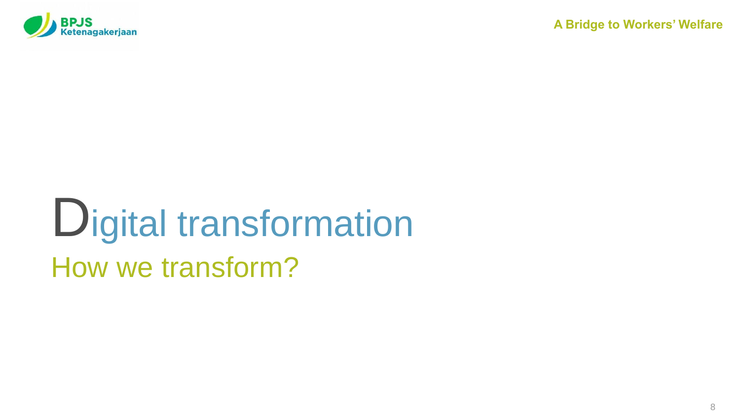# Digital transformation

## How we transform?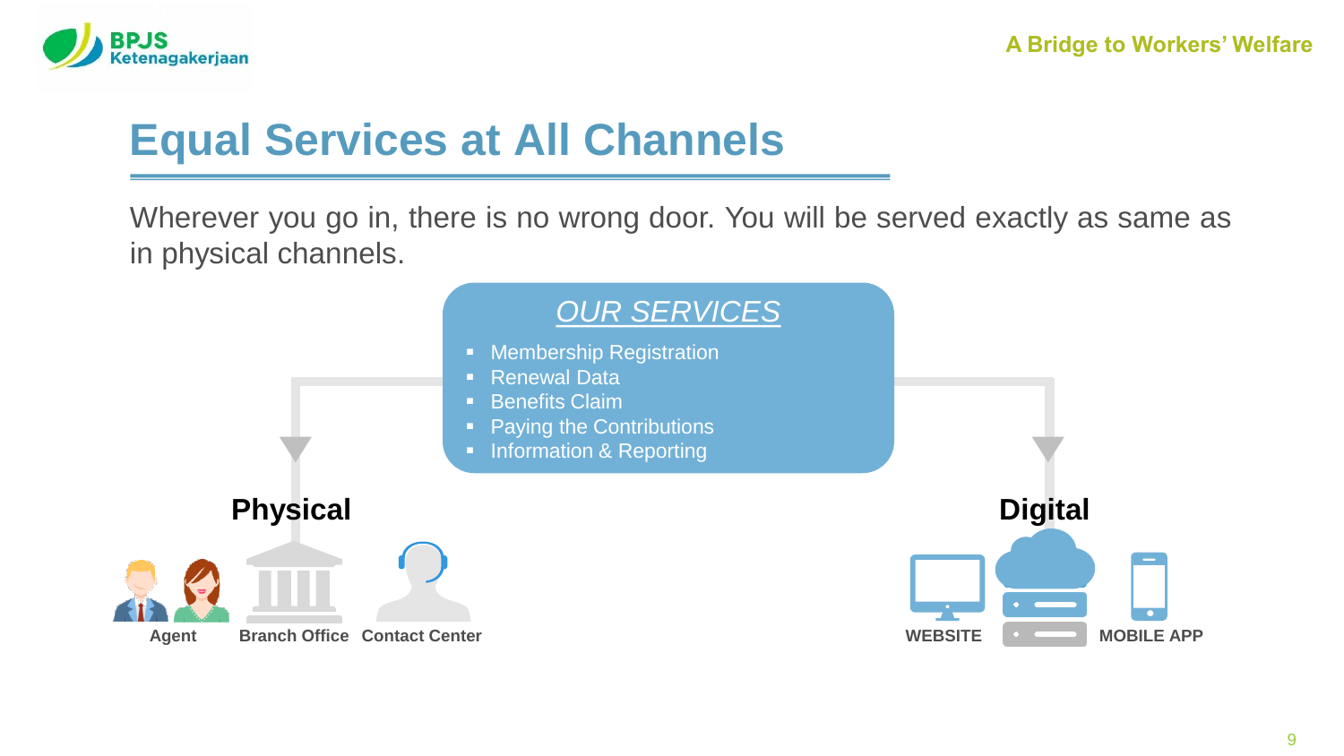# Equal Services at All Channels

Wherever you go in, there is no wrong door. You will be served exactly as same as in physical channels.

## OUR SERVICES

- Membership Registration
- Renewal Data
- Benefits Claim
- Paying the Contributions
- Information & Reporting

### Physical

Agent | Branch Office | Contact Center

### Digital

WEBSITE | MOBILE APP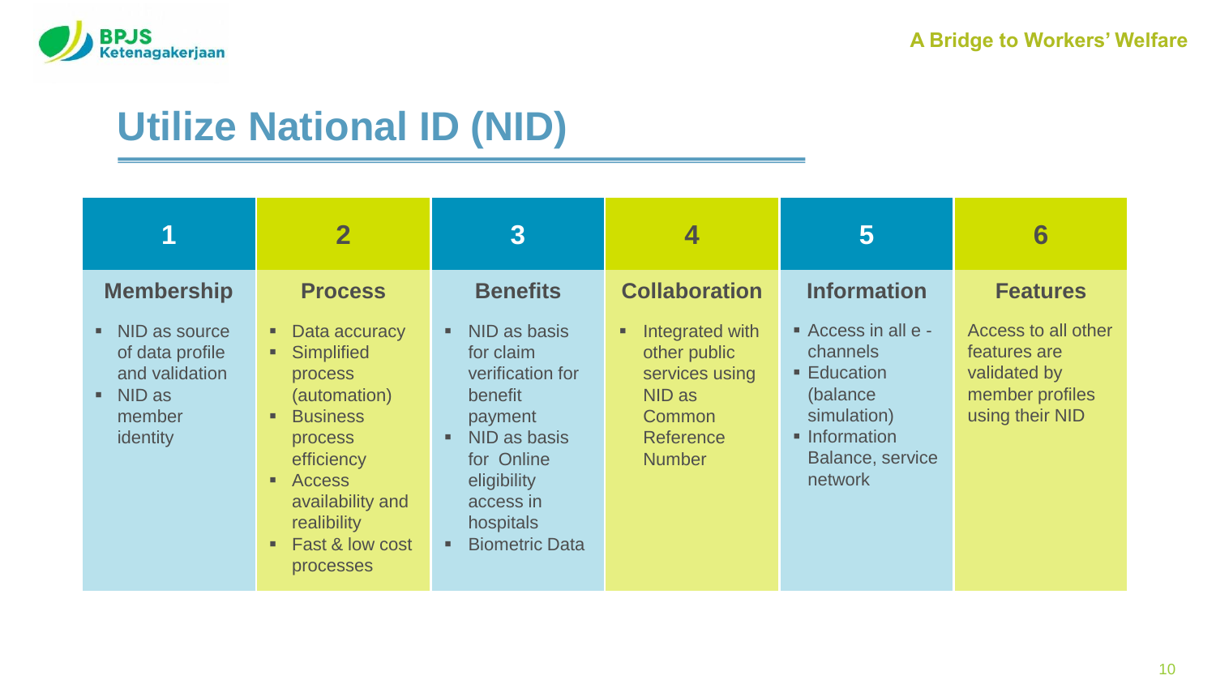# Utilize National ID (NID)

| 1 | 2 | 3 | 4 | 5 | 6 |
|---|---|---|---|---|---|
| **Membership** | **Process** | **Benefits** | **Collaboration** | **Information** | **Features** |
| ▪ NID as source of data profile and validation<br>▪ NID as member identity | ▪ Data accuracy<br>▪ Simplified process (automation)<br>▪ Business process efficiency<br>▪ Access availability and realibility<br>▪ Fast & low cost processes | ▪ NID as basis for claim verification for benefit payment<br>▪ NID as basis for Online eligibility access in hospitals<br>▪ Biometric Data | ▪ Integrated with other public services using NID as Common Reference Number | ▪ Access in all e - channels<br>▪ Education (balance simulation)<br>▪ Information Balance, service network | Access to all other features are validated by member profiles using their NID |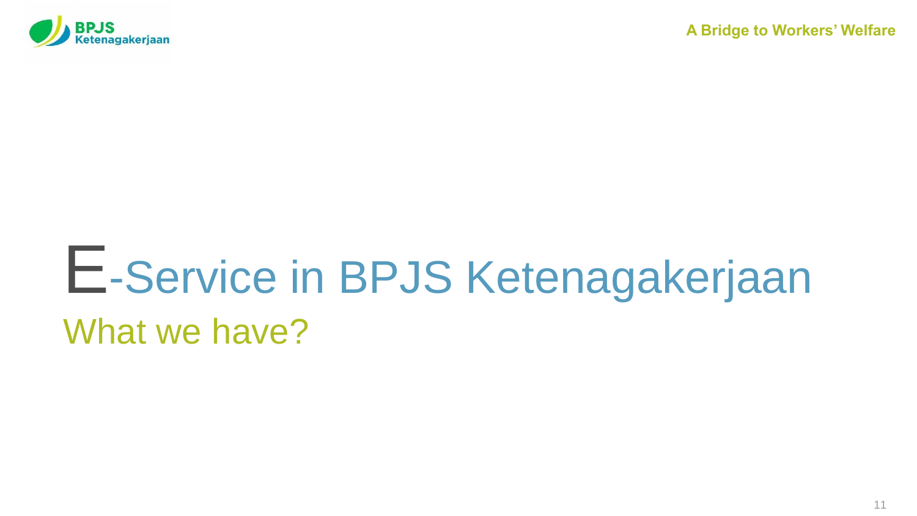# E-Service in BPJS Ketenagakerjaan

## What we have?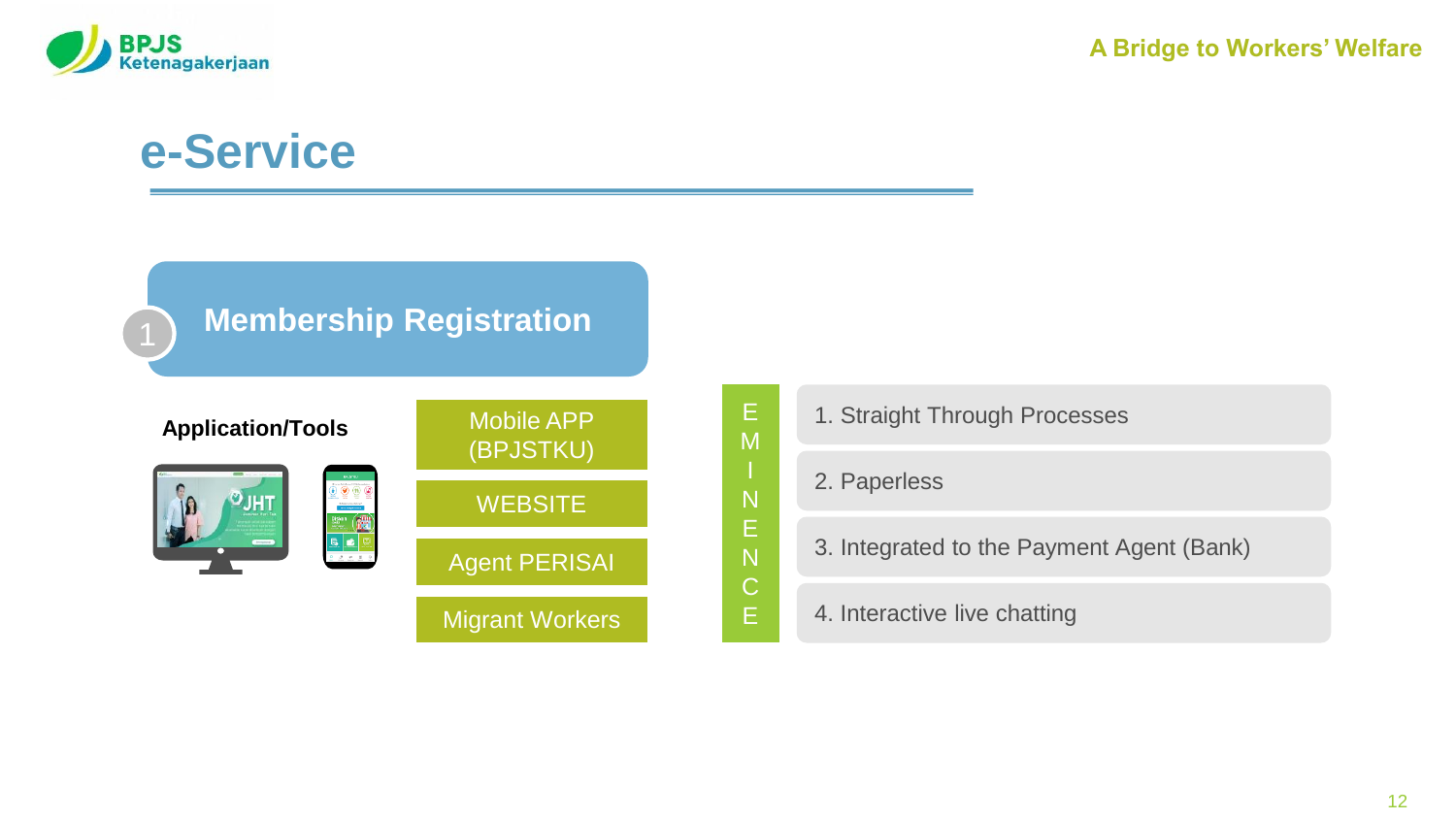# e-Service

## 1 Membership Registration

**Application/Tools**

- Mobile APP (BPJSTKU)
- WEBSITE
- Agent PERISAI
- Migrant Workers

**EMINENCE**

1. Straight Through Processes
2. Paperless
3. Integrated to the Payment Agent (Bank)
4. Interactive live chatting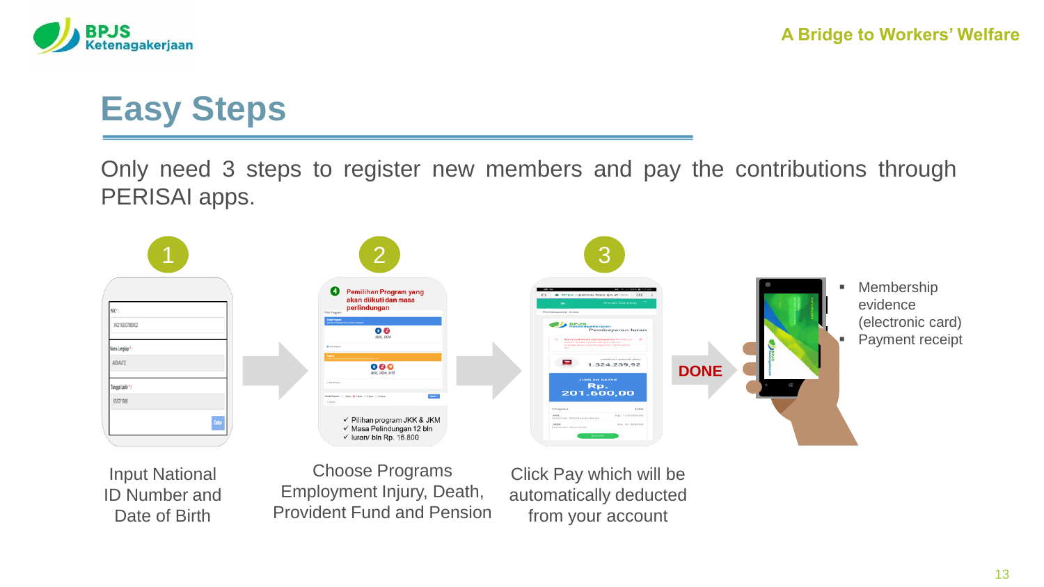# Easy Steps

Only need 3 steps to register new members and pay the contributions through PERISAI apps.

**1** Input National ID Number and Date of Birth

**2** Choose Programs Employment Injury, Death, Provident Fund and Pension

**3** Click Pay which will be automatically deducted from your account

**DONE**

- Membership evidence (electronic card)
- Payment receipt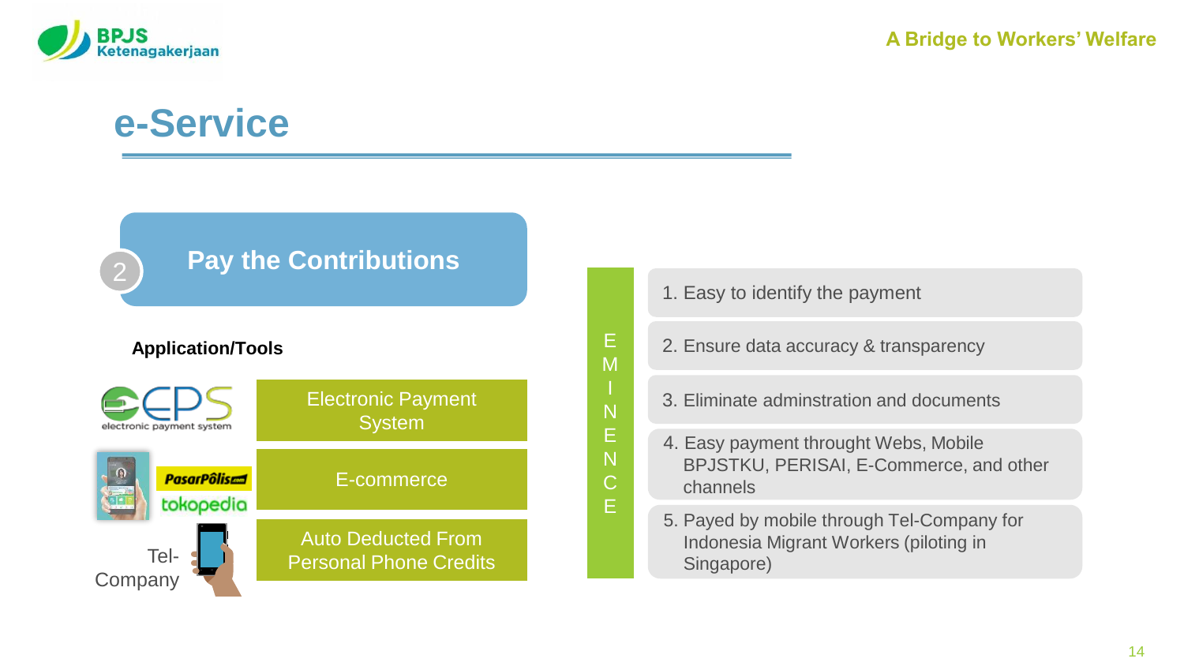# e-Service

## 2 Pay the Contributions

**Application/Tools**

- EPS (electronic payment system) — Electronic Payment System
- PasarPolis, tokopedia — E-commerce
- Tel-Company — Auto Deducted From Personal Phone Credits

**EMINENCE**

1. Easy to identify the payment
2. Ensure data accuracy & transparency
3. Eliminate adminstration and documents
4. Easy payment throught Webs, Mobile BPJSTKU, PERISAI, E-Commerce, and other channels
5. Payed by mobile through Tel-Company for Indonesia Migrant Workers (piloting in Singapore)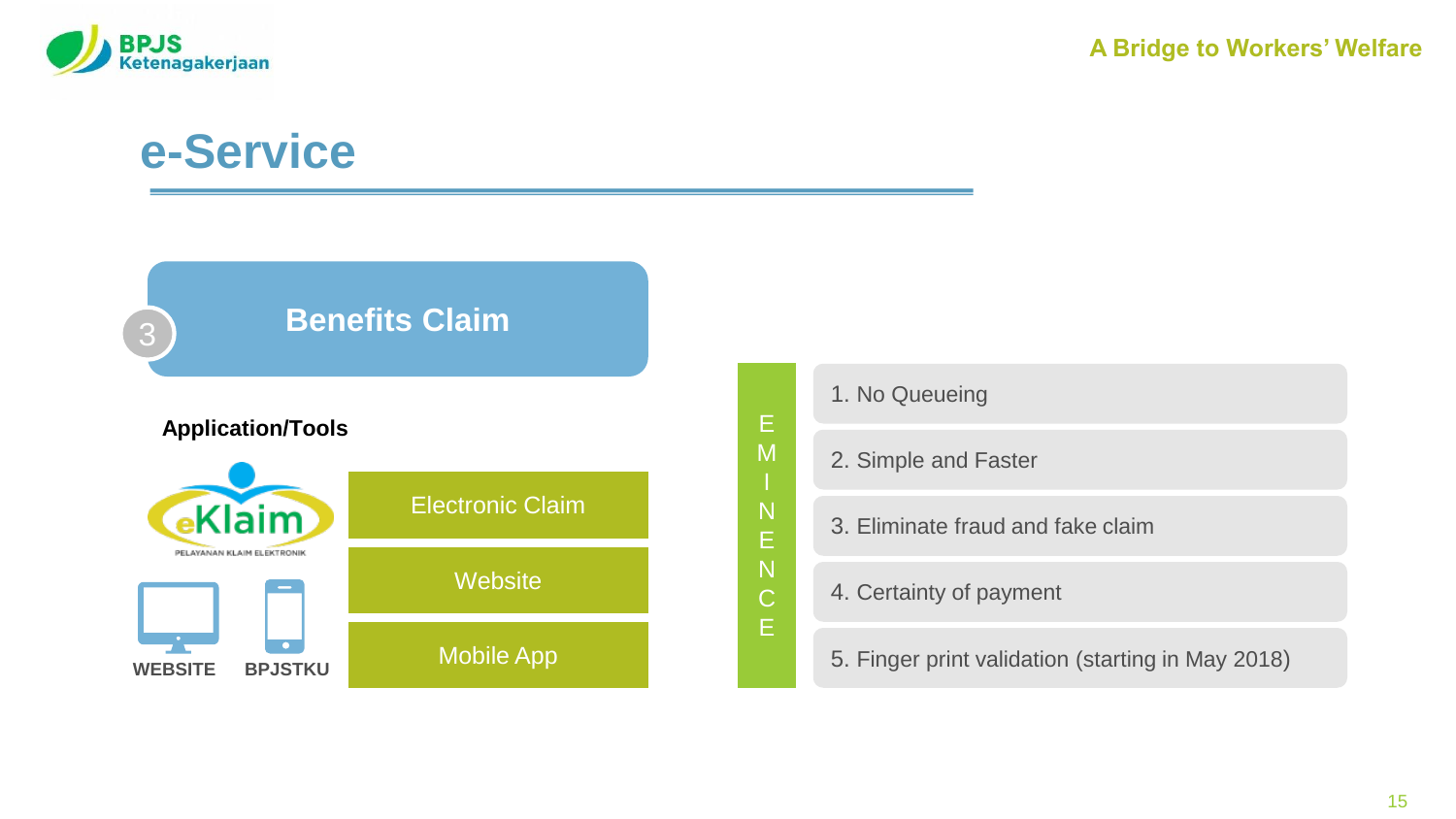# e-Service

## 3 Benefits Claim

**Application/Tools**

eKlaim
PELAYANAN KLAIM ELEKTRONIK

**WEBSITE** **BPJSTKU**

- Electronic Claim
- Website
- Mobile App

**EMINENCE**

1. No Queueing
2. Simple and Faster
3. Eliminate fraud and fake claim
4. Certainty of payment
5. Finger print validation (starting in May 2018)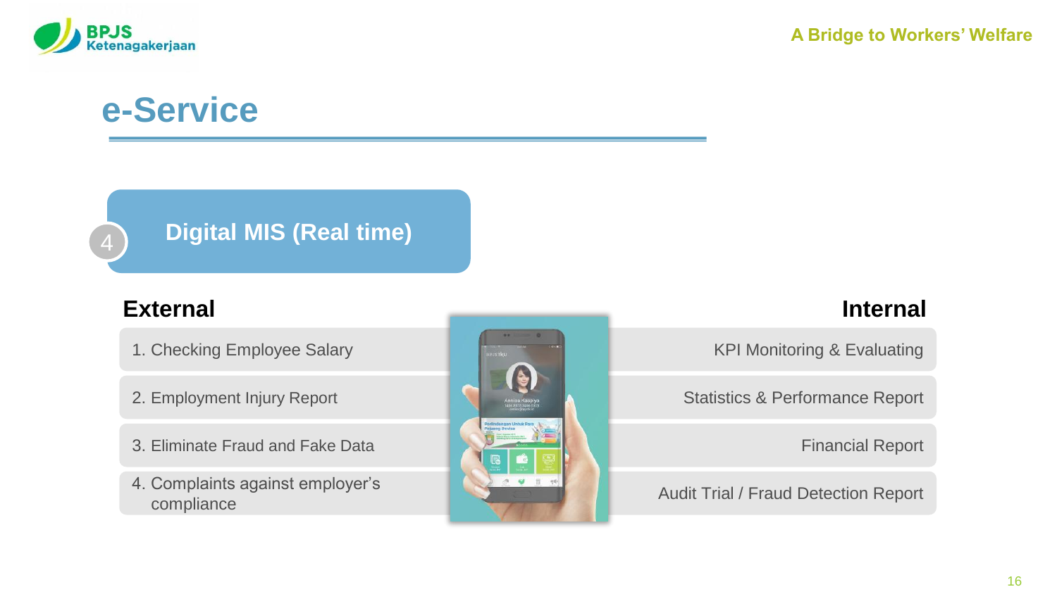# e-Service

## 4 Digital MIS (Real time)

### External

1. Checking Employee Salary
2. Employment Injury Report
3. Eliminate Fraud and Fake Data
4. Complaints against employer's compliance

### Internal

- KPI Monitoring & Evaluating
- Statistics & Performance Report
- Financial Report
- Audit Trial / Fraud Detection Report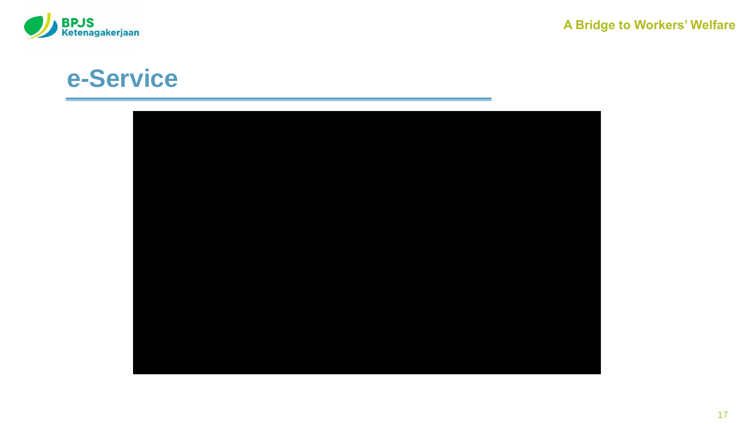# e-Service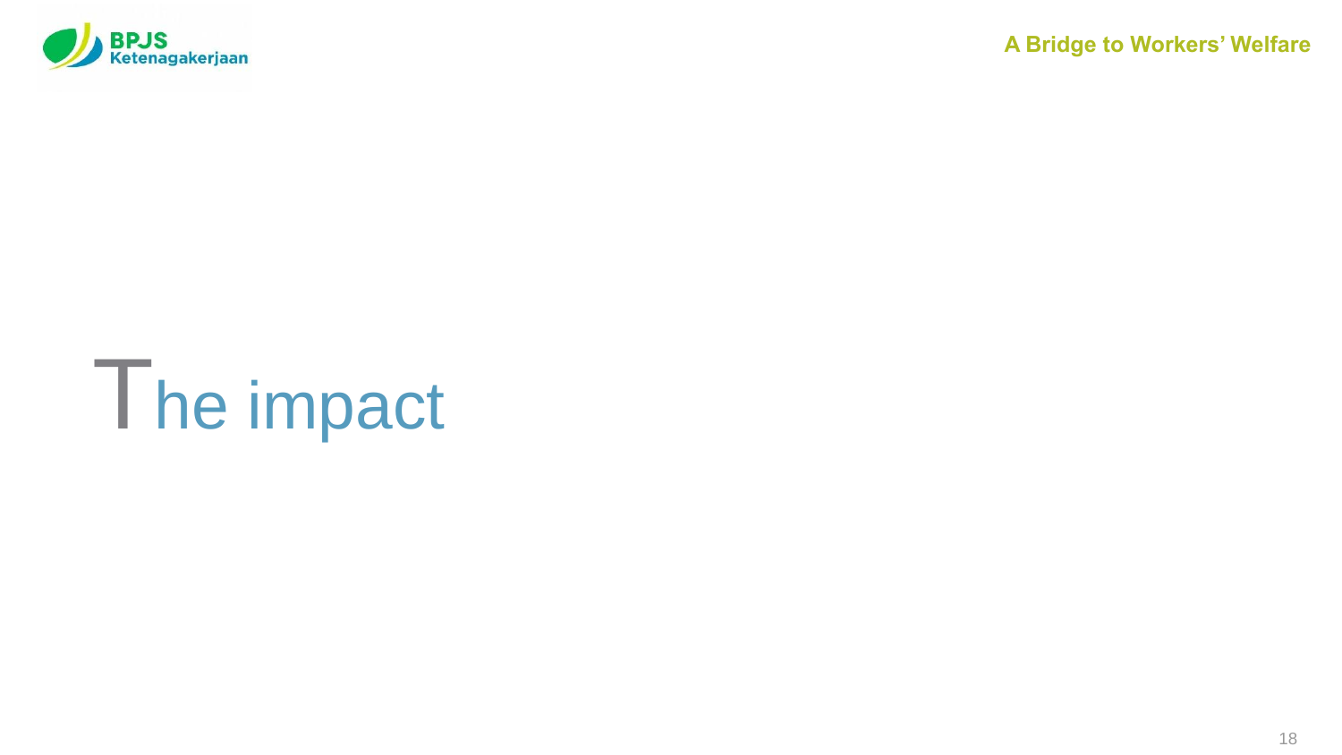# The impact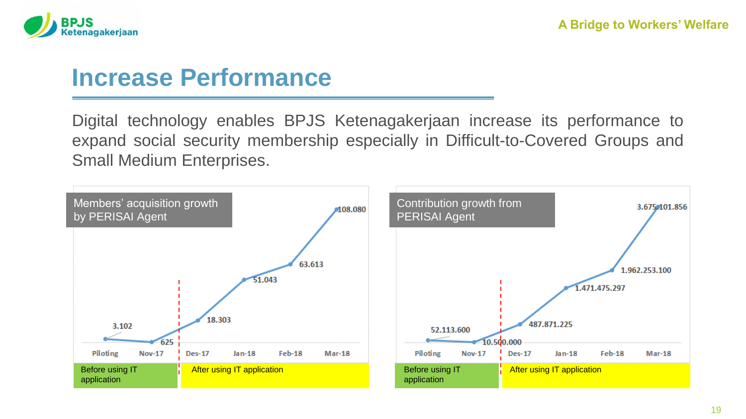# Increase Performance

Digital technology enables BPJS Ketenagakerjaan increase its performance to expand social security membership especially in Difficult-to-Covered Groups and Small Medium Enterprises.

**Members' acquisition growth by PERISAI Agent**

| | Piloting | Nov-17 | Des-17 | Jan-18 | Feb-18 | Mar-18 |
|---|---|---|---|---|---|---|
| Members | 3.102 | 625 | 18.303 | 51.043 | 63.613 | 108.080 |
| | Before using IT application | | After using IT application | | | |

**Contribution growth from PERISAI Agent**

| | Piloting | Nov-17 | Des-17 | Jan-18 | Feb-18 | Mar-18 |
|---|---|---|---|---|---|---|
| Contribution | 52.113.600 | 10.500.000 | 487.871.225 | 1.471.475.297 | 1.962.253.100 | 3.675.101.856 |
| | Before using IT application | | After using IT application | | | |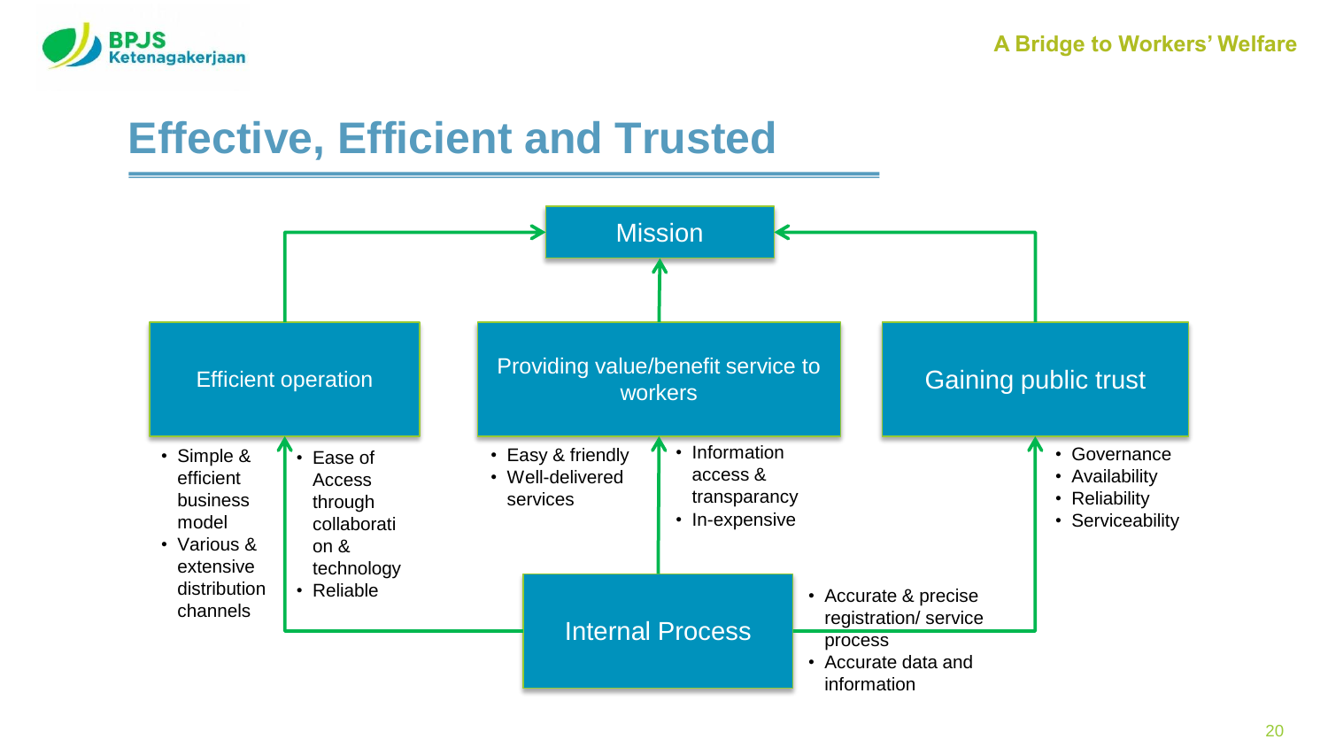# Effective, Efficient and Trusted

**Mission**

**Efficient operation**

- Simple & efficient business model
- Various & extensive distribution channels

- Ease of Access through collaboration & technology
- Reliable

**Providing value/benefit service to workers**

- Easy & friendly
- Well-delivered services

- Information access & transparancy
- In-expensive

**Gaining public trust**

- Governance
- Availability
- Reliability
- Serviceability

**Internal Process**

- Accurate & precise registration/ service process
- Accurate data and information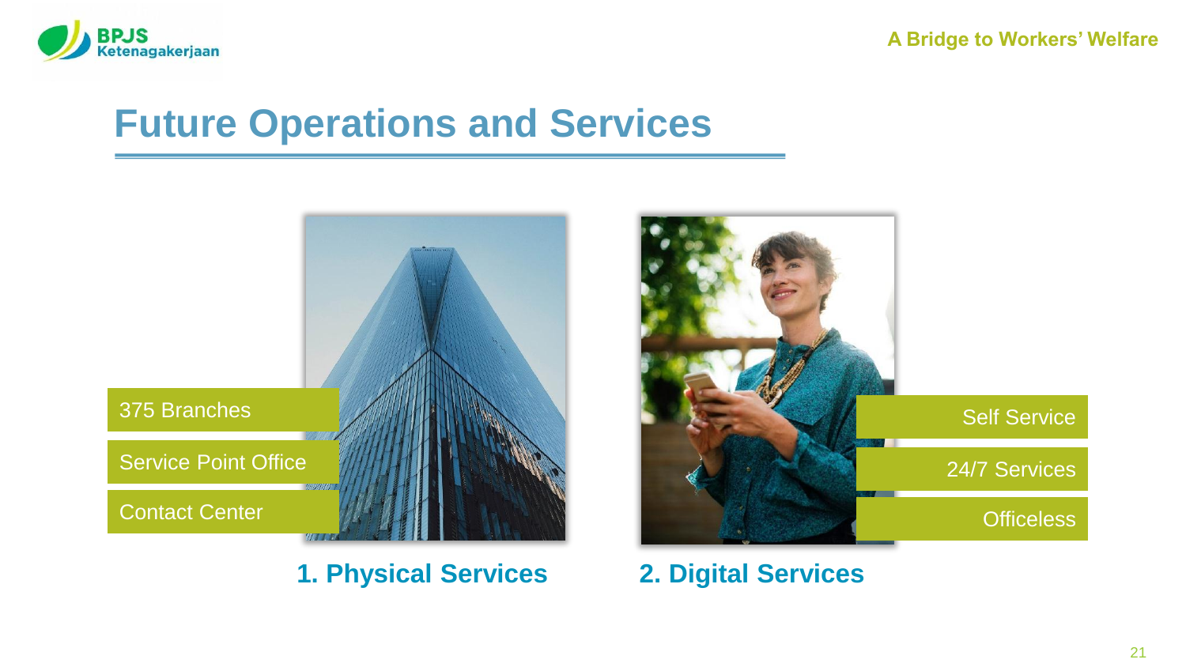# Future Operations and Services

- 375 Branches
- Service Point Office
- Contact Center

**1. Physical Services**

- Self Service
- 24/7 Services
- Officeless

**2. Digital Services**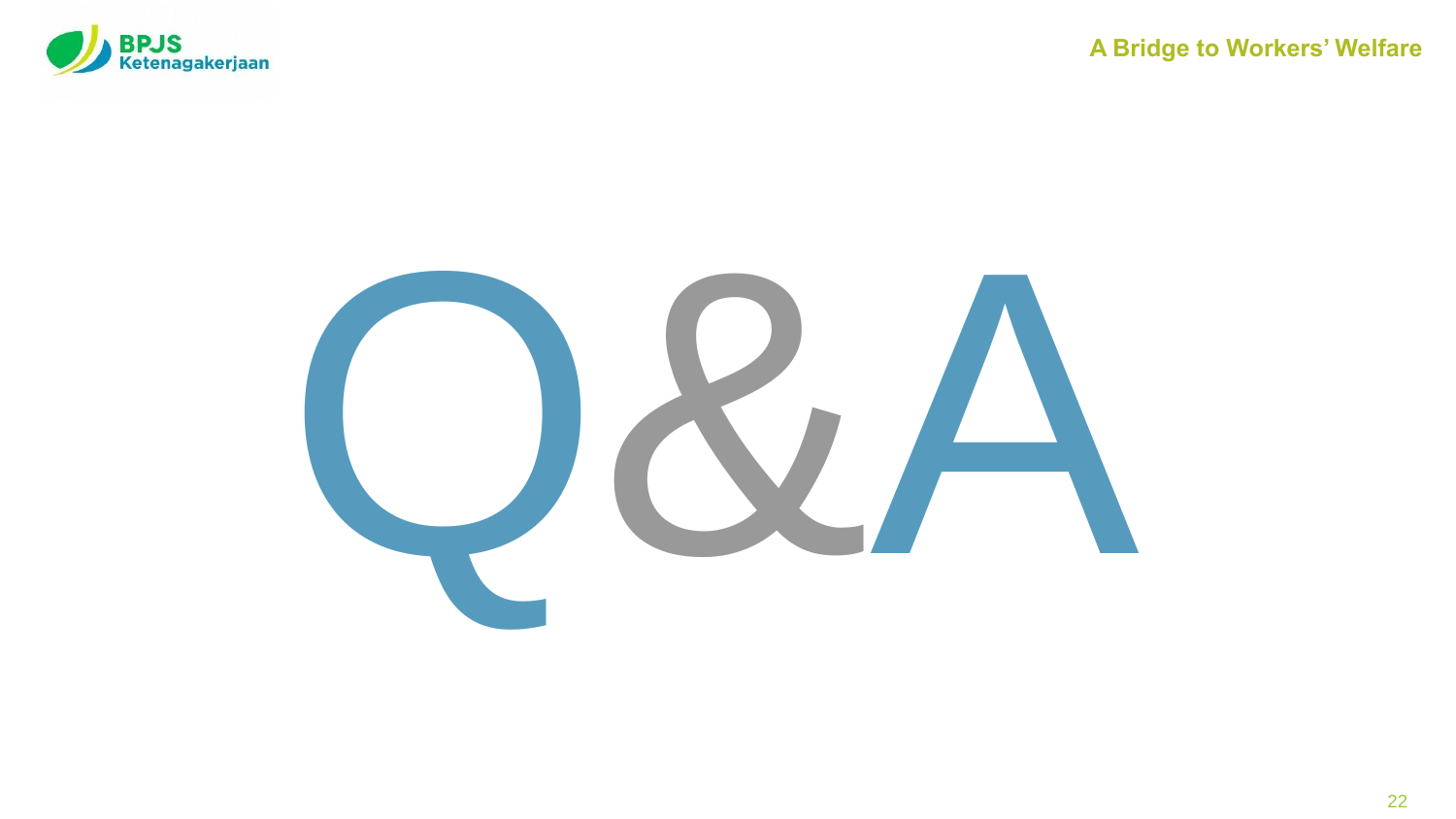# Q&A